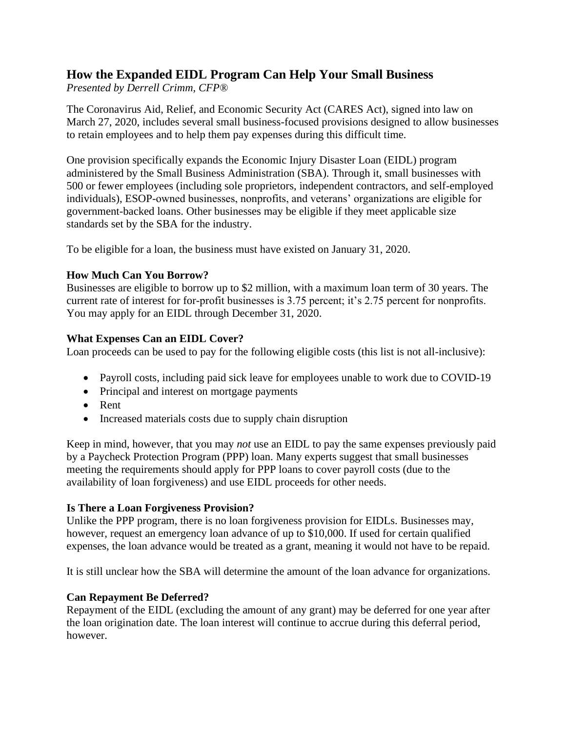## How the Expanded EIDL Program Can Help Your Small Business

*Presented by Derrell Crimm, CFP®*

The Coronavirus Aid, Relief, and Economic Security Act (CARES Act), signed into law on March 27, 2020, includes several small business-focused provisions designed to allow businesses to retain employees and to help them pay expenses during this difficult time.

One provision specifically expands the Economic Injury Disaster Loan (EIDL) program administered by the Small Business Administration (SBA). Through it, small businesses with 500 or fewer employees (including sole proprietors, independent contractors, and self-employed individuals), ESOP-owned businesses, nonprofits, and veterans' organizations are eligible for government-backed loans. Other businesses may be eligible if they meet applicable size standards set by the SBA for the industry.

To be eligible for a loan, the business must have existed on January 31, 2020.

### How Much Can You Borrow?

Businesses are eligible to borrow up to $2 million, with a maximum loan term of 30 years. The current rate of interest for for-profit businesses is 3.75 percent; it's 2.75 percent for nonprofits. You may apply for an EIDL through December 31, 2020.

### What Expenses Can an EIDL Cover?

Loan proceeds can be used to pay for the following eligible costs (this list is not all-inclusive):

- Payroll costs, including paid sick leave for employees unable to work due to COVID-19
- Principal and interest on mortgage payments
- Rent
- Increased materials costs due to supply chain disruption

Keep in mind, however, that you may *not* use an EIDL to pay the same expenses previously paid by a Paycheck Protection Program (PPP) loan. Many experts suggest that small businesses meeting the requirements should apply for PPP loans to cover payroll costs (due to the availability of loan forgiveness) and use EIDL proceeds for other needs.

### Is There a Loan Forgiveness Provision?

Unlike the PPP program, there is no loan forgiveness provision for EIDLs. Businesses may, however, request an emergency loan advance of up to $10,000. If used for certain qualified expenses, the loan advance would be treated as a grant, meaning it would not have to be repaid.

It is still unclear how the SBA will determine the amount of the loan advance for organizations.

### Can Repayment Be Deferred?

Repayment of the EIDL (excluding the amount of any grant) may be deferred for one year after the loan origination date. The loan interest will continue to accrue during this deferral period, however.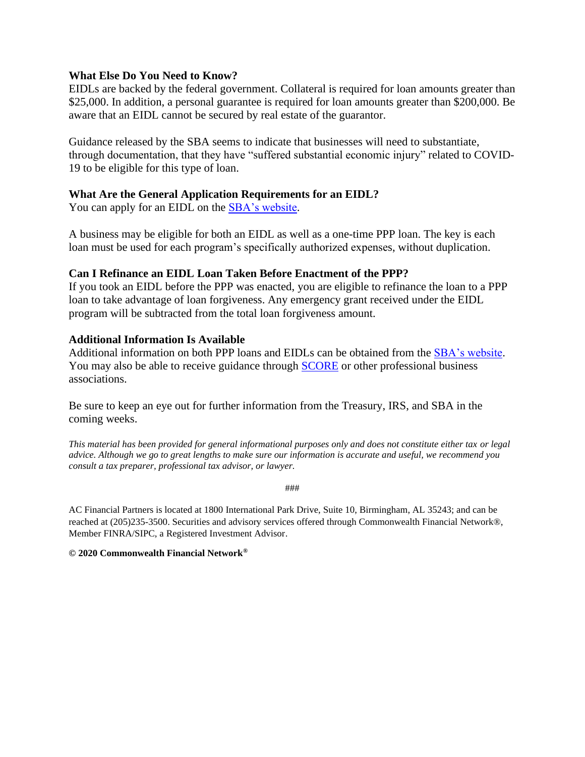**What Else Do You Need to Know?**

EIDLs are backed by the federal government. Collateral is required for loan amounts greater than $25,000. In addition, a personal guarantee is required for loan amounts greater than $200,000. Be aware that an EIDL cannot be secured by real estate of the guarantor.

Guidance released by the SBA seems to indicate that businesses will need to substantiate, through documentation, that they have "suffered substantial economic injury" related to COVID-19 to be eligible for this type of loan.

**What Are the General Application Requirements for an EIDL?**

You can apply for an EIDL on the SBA's website.

A business may be eligible for both an EIDL as well as a one-time PPP loan. The key is each loan must be used for each program's specifically authorized expenses, without duplication.

**Can I Refinance an EIDL Loan Taken Before Enactment of the PPP?**

If you took an EIDL before the PPP was enacted, you are eligible to refinance the loan to a PPP loan to take advantage of loan forgiveness. Any emergency grant received under the EIDL program will be subtracted from the total loan forgiveness amount.

**Additional Information Is Available**

Additional information on both PPP loans and EIDLs can be obtained from the SBA's website. You may also be able to receive guidance through SCORE or other professional business associations.

Be sure to keep an eye out for further information from the Treasury, IRS, and SBA in the coming weeks.

*This material has been provided for general informational purposes only and does not constitute either tax or legal advice. Although we go to great lengths to make sure our information is accurate and useful, we recommend you consult a tax preparer, professional tax advisor, or lawyer.*

###

AC Financial Partners is located at 1800 International Park Drive, Suite 10, Birmingham, AL 35243; and can be reached at (205)235-3500. Securities and advisory services offered through Commonwealth Financial Network®, Member FINRA/SIPC, a Registered Investment Advisor.

**© 2020 Commonwealth Financial Network®**